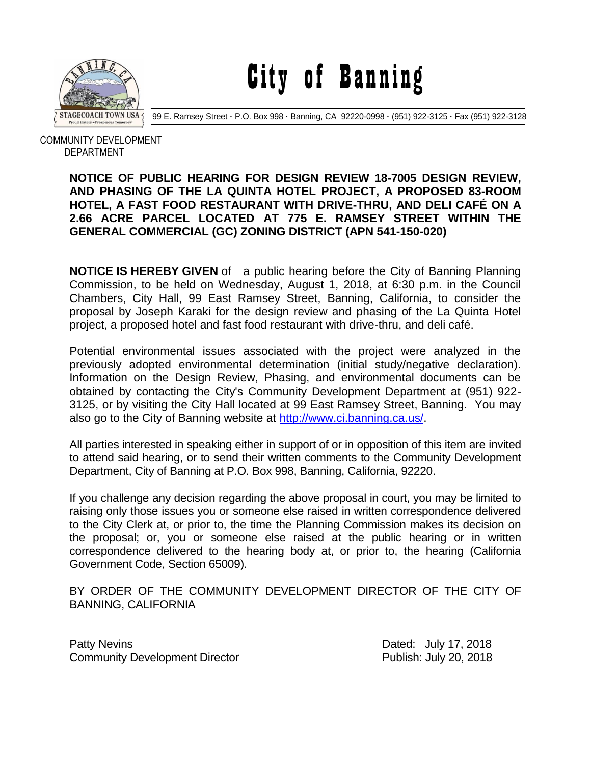# City of Banning

STAGECOACH TOWN USA
Proud History • Prosperous Tomorrow

99 E. Ramsey Street · P.O. Box 998 · Banning, CA 92220-0998 · (951) 922-3125 · Fax (951) 922-3128

COMMUNITY DEVELOPMENT DEPARTMENT

**NOTICE OF PUBLIC HEARING FOR DESIGN REVIEW 18-7005 DESIGN REVIEW, AND PHASING OF THE LA QUINTA HOTEL PROJECT, A PROPOSED 83-ROOM HOTEL, A FAST FOOD RESTAURANT WITH DRIVE-THRU, AND DELI CAFÉ ON A 2.66 ACRE PARCEL LOCATED AT 775 E. RAMSEY STREET WITHIN THE GENERAL COMMERCIAL (GC) ZONING DISTRICT (APN 541-150-020)**

**NOTICE IS HEREBY GIVEN** of a public hearing before the City of Banning Planning Commission, to be held on Wednesday, August 1, 2018, at 6:30 p.m. in the Council Chambers, City Hall, 99 East Ramsey Street, Banning, California, to consider the proposal by Joseph Karaki for the design review and phasing of the La Quinta Hotel project, a proposed hotel and fast food restaurant with drive-thru, and deli café.

Potential environmental issues associated with the project were analyzed in the previously adopted environmental determination (initial study/negative declaration). Information on the Design Review, Phasing, and environmental documents can be obtained by contacting the City's Community Development Department at (951) 922-3125, or by visiting the City Hall located at 99 East Ramsey Street, Banning. You may also go to the City of Banning website at http://www.ci.banning.ca.us/.

All parties interested in speaking either in support of or in opposition of this item are invited to attend said hearing, or to send their written comments to the Community Development Department, City of Banning at P.O. Box 998, Banning, California, 92220.

If you challenge any decision regarding the above proposal in court, you may be limited to raising only those issues you or someone else raised in written correspondence delivered to the City Clerk at, or prior to, the time the Planning Commission makes its decision on the proposal; or, you or someone else raised at the public hearing or in written correspondence delivered to the hearing body at, or prior to, the hearing (California Government Code, Section 65009).

BY ORDER OF THE COMMUNITY DEVELOPMENT DIRECTOR OF THE CITY OF BANNING, CALIFORNIA

Patty Nevins
Community Development Director

Dated: July 17, 2018
Publish: July 20, 2018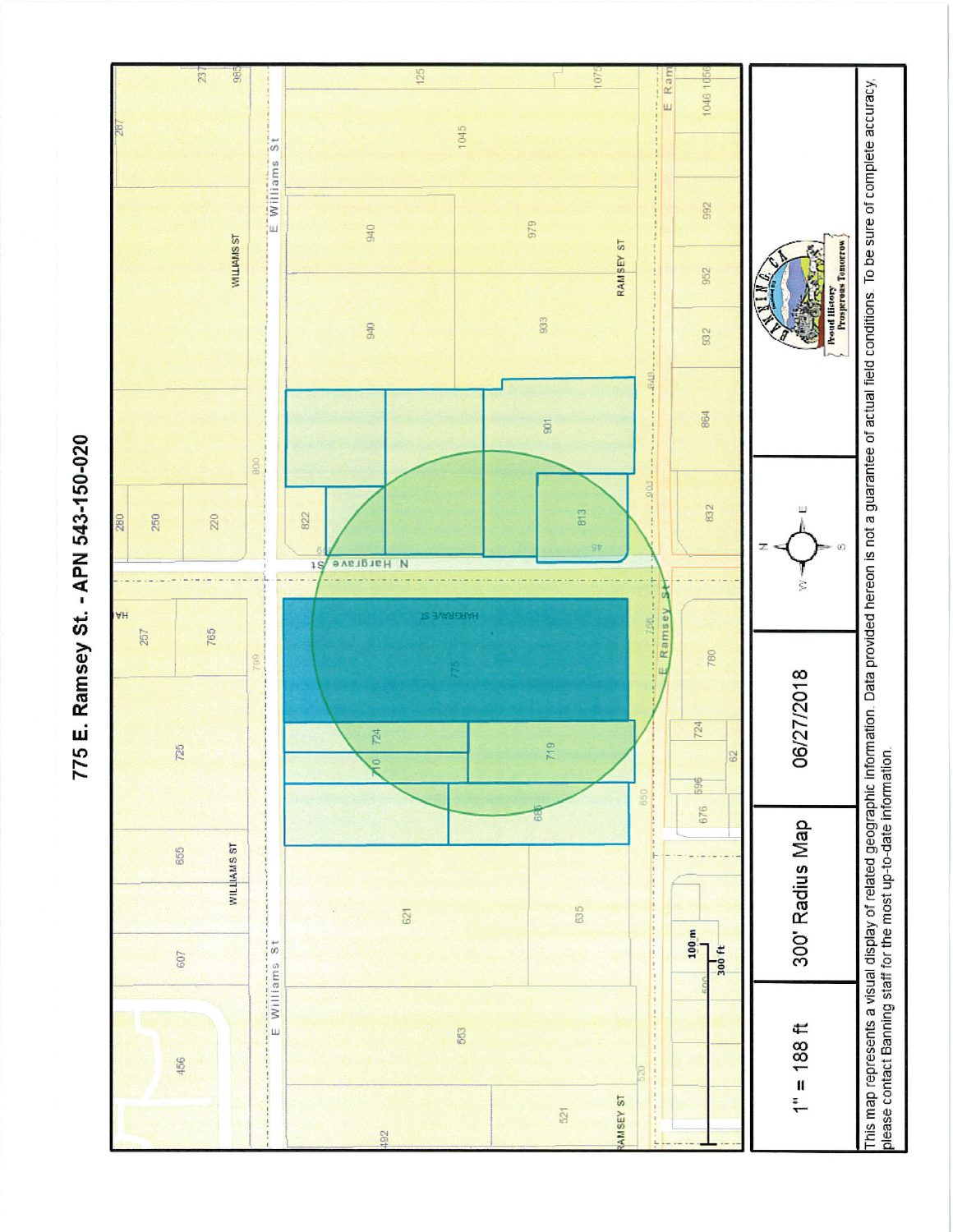# 775 E. Ramsey St. - APN 543-150-020

E Williams St

N Hargrave St

E Ramsey St

WILLIAMS ST

RAMSEY ST

HARGRAVE ST

100 m

300 ft

| 1" = 188 ft | 300' Radius Map | 06/27/2018 | | |
|---|---|---|---|---|

Proud History Prosperous Tomorrow

This map represents a visual display of related geographic information. Data provided hereon is not a guarantee of actual field conditions. To be sure of complete accuracy, please contact Banning staff for the most up-to-date information.